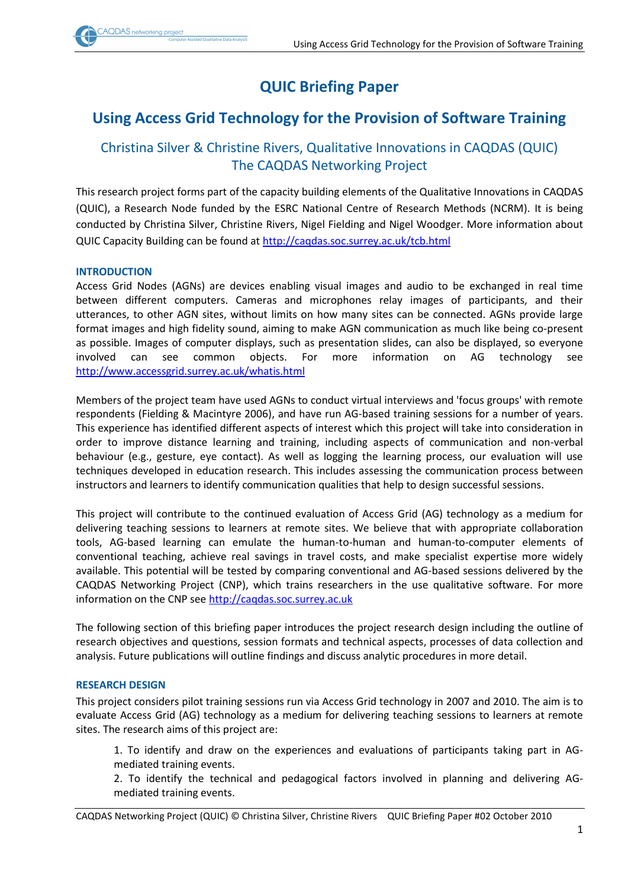# QUIC Briefing Paper

# Using Access Grid Technology for the Provision of Software Training

## Christina Silver & Christine Rivers, Qualitative Innovations in CAQDAS (QUIC)
## The CAQDAS Networking Project

This research project forms part of the capacity building elements of the Qualitative Innovations in CAQDAS (QUIC), a Research Node funded by the ESRC National Centre of Research Methods (NCRM). It is being conducted by Christina Silver, Christine Rivers, Nigel Fielding and Nigel Woodger. More information about QUIC Capacity Building can be found at http://caqdas.soc.surrey.ac.uk/tcb.html

### INTRODUCTION

Access Grid Nodes (AGNs) are devices enabling visual images and audio to be exchanged in real time between different computers. Cameras and microphones relay images of participants, and their utterances, to other AGN sites, without limits on how many sites can be connected. AGNs provide large format images and high fidelity sound, aiming to make AGN communication as much like being co-present as possible. Images of computer displays, such as presentation slides, can also be displayed, so everyone involved can see common objects. For more information on AG technology see http://www.accessgrid.surrey.ac.uk/whatis.html

Members of the project team have used AGNs to conduct virtual interviews and 'focus groups' with remote respondents (Fielding & Macintyre 2006), and have run AG-based training sessions for a number of years. This experience has identified different aspects of interest which this project will take into consideration in order to improve distance learning and training, including aspects of communication and non-verbal behaviour (e.g., gesture, eye contact). As well as logging the learning process, our evaluation will use techniques developed in education research. This includes assessing the communication process between instructors and learners to identify communication qualities that help to design successful sessions.

This project will contribute to the continued evaluation of Access Grid (AG) technology as a medium for delivering teaching sessions to learners at remote sites. We believe that with appropriate collaboration tools, AG-based learning can emulate the human-to-human and human-to-computer elements of conventional teaching, achieve real savings in travel costs, and make specialist expertise more widely available. This potential will be tested by comparing conventional and AG-based sessions delivered by the CAQDAS Networking Project (CNP), which trains researchers in the use qualitative software. For more information on the CNP see http://caqdas.soc.surrey.ac.uk

The following section of this briefing paper introduces the project research design including the outline of research objectives and questions, session formats and technical aspects, processes of data collection and analysis. Future publications will outline findings and discuss analytic procedures in more detail.

### RESEARCH DESIGN

This project considers pilot training sessions run via Access Grid technology in 2007 and 2010. The aim is to evaluate Access Grid (AG) technology as a medium for delivering teaching sessions to learners at remote sites. The research aims of this project are:

1. To identify and draw on the experiences and evaluations of participants taking part in AG-mediated training events.
2. To identify the technical and pedagogical factors involved in planning and delivering AG-mediated training events.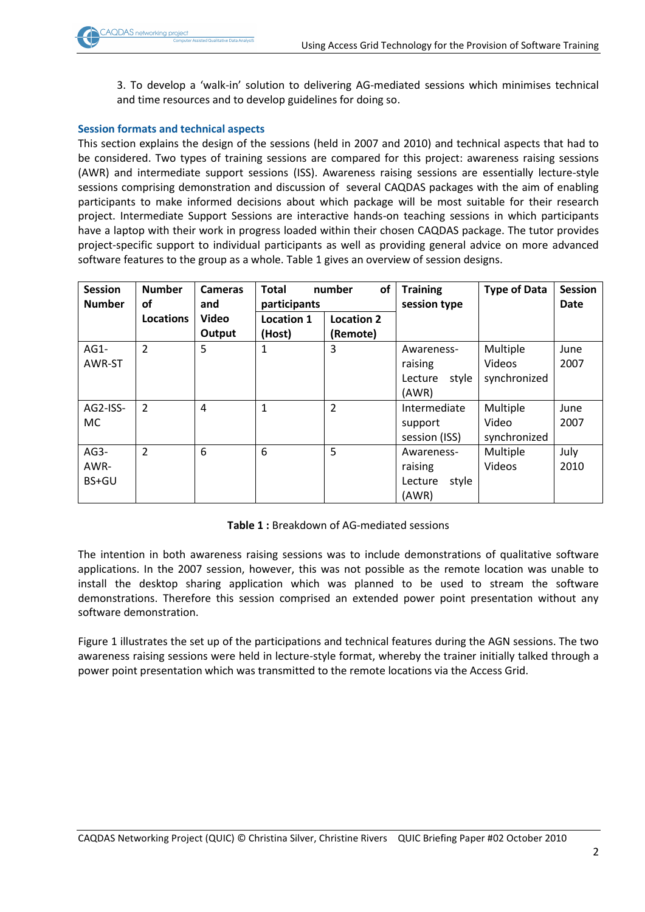3. To develop a 'walk-in' solution to delivering AG-mediated sessions which minimises technical and time resources and to develop guidelines for doing so.

### Session formats and technical aspects

This section explains the design of the sessions (held in 2007 and 2010) and technical aspects that had to be considered. Two types of training sessions are compared for this project: awareness raising sessions (AWR) and intermediate support sessions (ISS). Awareness raising sessions are essentially lecture-style sessions comprising demonstration and discussion of several CAQDAS packages with the aim of enabling participants to make informed decisions about which package will be most suitable for their research project. Intermediate Support Sessions are interactive hands-on teaching sessions in which participants have a laptop with their work in progress loaded within their chosen CAQDAS package. The tutor provides project-specific support to individual participants as well as providing general advice on more advanced software features to the group as a whole. Table 1 gives an overview of session designs.

| Session Number | Number of Locations | Cameras and Video Output | Total number of participants | | Training session type | Type of Data | Session Date |
|---|---|---|---|---|---|---|---|
| | | | Location 1 (Host) | Location 2 (Remote) | | | |
| AG1-AWR-ST | 2 | 5 | 1 | 3 | Awareness-raising Lecture style (AWR) | Multiple Videos synchronized | June 2007 |
| AG2-ISS-MC | 2 | 4 | 1 | 2 | Intermediate support session (ISS) | Multiple Video synchronized | June 2007 |
| AG3-AWR-BS+GU | 2 | 6 | 6 | 5 | Awareness-raising Lecture style (AWR) | Multiple Videos | July 2010 |

**Table 1 :** Breakdown of AG-mediated sessions

The intention in both awareness raising sessions was to include demonstrations of qualitative software applications. In the 2007 session, however, this was not possible as the remote location was unable to install the desktop sharing application which was planned to be used to stream the software demonstrations. Therefore this session comprised an extended power point presentation without any software demonstration.

Figure 1 illustrates the set up of the participations and technical features during the AGN sessions. The two awareness raising sessions were held in lecture-style format, whereby the trainer initially talked through a power point presentation which was transmitted to the remote locations via the Access Grid.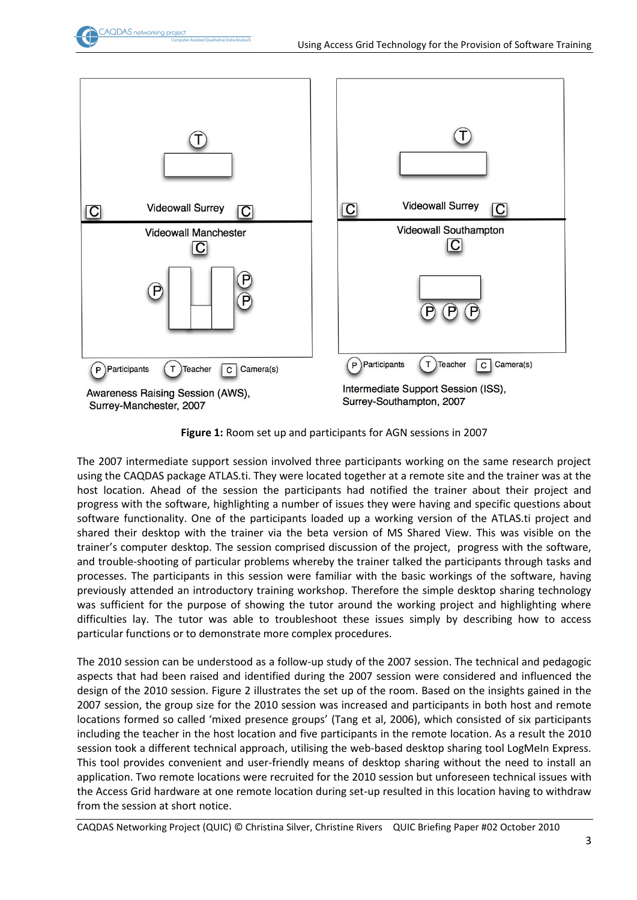Videowall Surrey

Videowall Manchester

P Participants T Teacher C Camera(s)

Awareness Raising Session (AWS), Surrey-Manchester, 2007

Videowall Surrey

Videowall Southampton

P Participants T Teacher C Camera(s)

Intermediate Support Session (ISS), Surrey-Southampton, 2007

**Figure 1:** Room set up and participants for AGN sessions in 2007

The 2007 intermediate support session involved three participants working on the same research project using the CAQDAS package ATLAS.ti. They were located together at a remote site and the trainer was at the host location. Ahead of the session the participants had notified the trainer about their project and progress with the software, highlighting a number of issues they were having and specific questions about software functionality. One of the participants loaded up a working version of the ATLAS.ti project and shared their desktop with the trainer via the beta version of MS Shared View. This was visible on the trainer's computer desktop. The session comprised discussion of the project, progress with the software, and trouble-shooting of particular problems whereby the trainer talked the participants through tasks and processes. The participants in this session were familiar with the basic workings of the software, having previously attended an introductory training workshop. Therefore the simple desktop sharing technology was sufficient for the purpose of showing the tutor around the working project and highlighting where difficulties lay. The tutor was able to troubleshoot these issues simply by describing how to access particular functions or to demonstrate more complex procedures.

The 2010 session can be understood as a follow-up study of the 2007 session. The technical and pedagogic aspects that had been raised and identified during the 2007 session were considered and influenced the design of the 2010 session. Figure 2 illustrates the set up of the room. Based on the insights gained in the 2007 session, the group size for the 2010 session was increased and participants in both host and remote locations formed so called 'mixed presence groups' (Tang et al, 2006), which consisted of six participants including the teacher in the host location and five participants in the remote location. As a result the 2010 session took a different technical approach, utilising the web-based desktop sharing tool LogMeIn Express. This tool provides convenient and user-friendly means of desktop sharing without the need to install an application. Two remote locations were recruited for the 2010 session but unforeseen technical issues with the Access Grid hardware at one remote location during set-up resulted in this location having to withdraw from the session at short notice.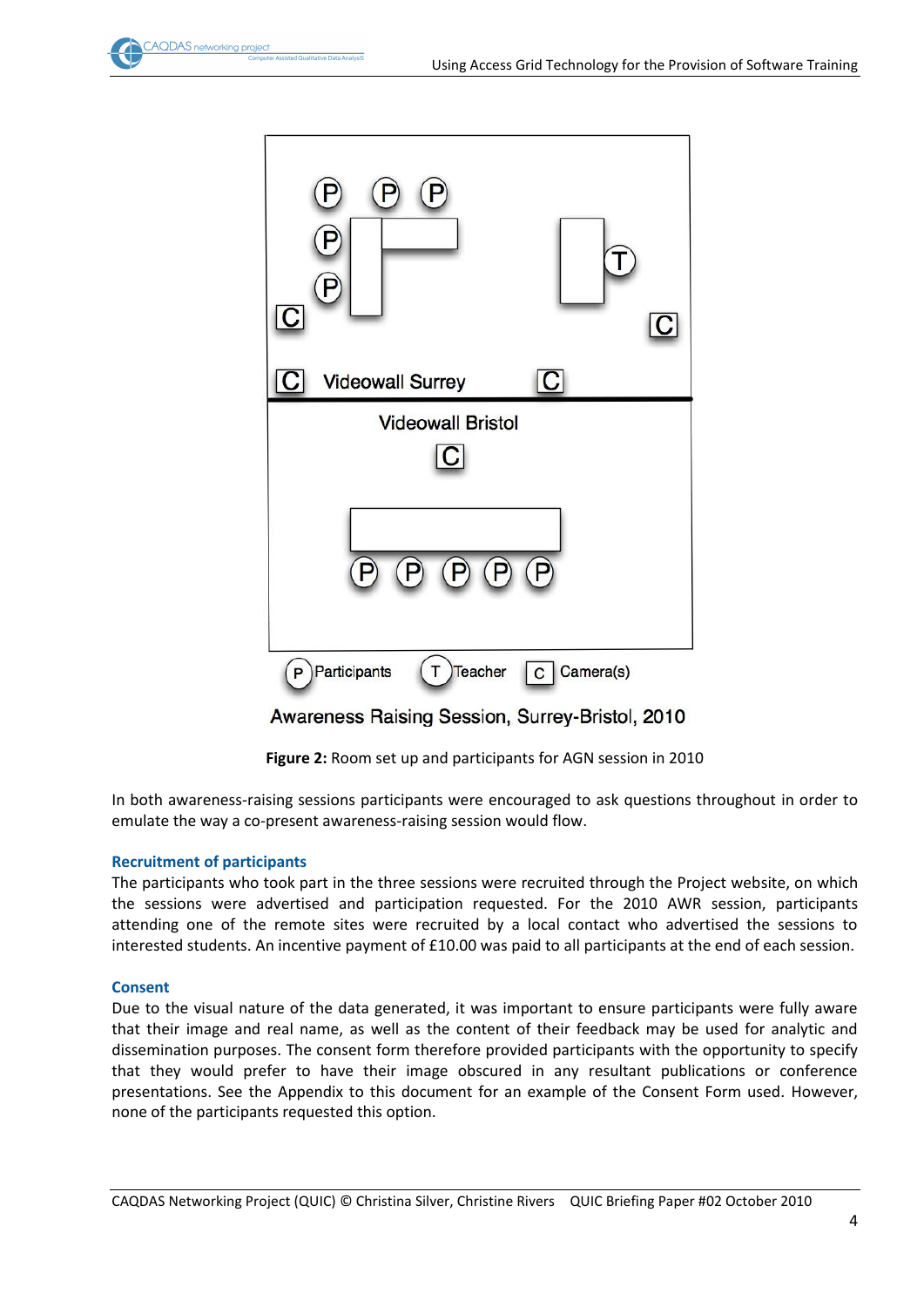Figure 2: Room set up and participants for AGN session in 2010

In both awareness-raising sessions participants were encouraged to ask questions throughout in order to emulate the way a co-present awareness-raising session would flow.

### Recruitment of participants

The participants who took part in the three sessions were recruited through the Project website, on which the sessions were advertised and participation requested. For the 2010 AWR session, participants attending one of the remote sites were recruited by a local contact who advertised the sessions to interested students. An incentive payment of £10.00 was paid to all participants at the end of each session.

### Consent

Due to the visual nature of the data generated, it was important to ensure participants were fully aware that their image and real name, as well as the content of their feedback may be used for analytic and dissemination purposes. The consent form therefore provided participants with the opportunity to specify that they would prefer to have their image obscured in any resultant publications or conference presentations. See the Appendix to this document for an example of the Consent Form used. However, none of the participants requested this option.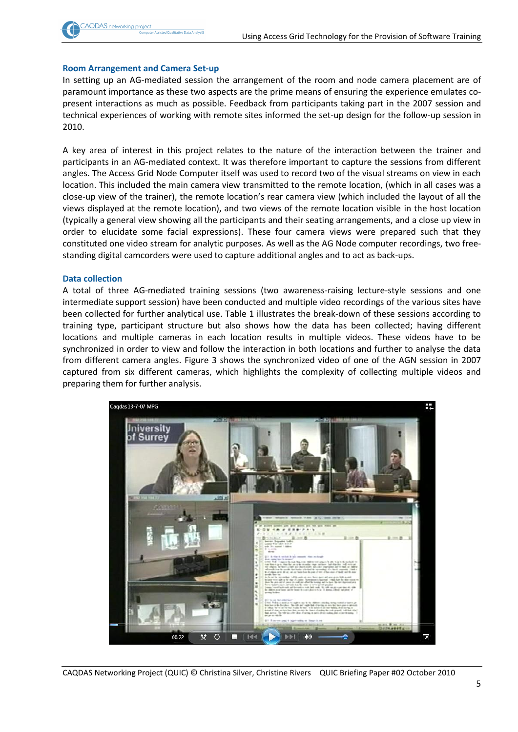## Room Arrangement and Camera Set-up

In setting up an AG-mediated session the arrangement of the room and node camera placement are of paramount importance as these two aspects are the prime means of ensuring the experience emulates co-present interactions as much as possible. Feedback from participants taking part in the 2007 session and technical experiences of working with remote sites informed the set-up design for the follow-up session in 2010.

A key area of interest in this project relates to the nature of the interaction between the trainer and participants in an AG-mediated context. It was therefore important to capture the sessions from different angles. The Access Grid Node Computer itself was used to record two of the visual streams on view in each location. This included the main camera view transmitted to the remote location, (which in all cases was a close-up view of the trainer), the remote location's rear camera view (which included the layout of all the views displayed at the remote location), and two views of the remote location visible in the host location (typically a general view showing all the participants and their seating arrangements, and a close up view in order to elucidate some facial expressions). These four camera views were prepared such that they constituted one video stream for analytic purposes. As well as the AG Node computer recordings, two free-standing digital camcorders were used to capture additional angles and to act as back-ups.

## Data collection

A total of three AG-mediated training sessions (two awareness-raising lecture-style sessions and one intermediate support session) have been conducted and multiple video recordings of the various sites have been collected for further analytical use. Table 1 illustrates the break-down of these sessions according to training type, participant structure but also shows how the data has been collected; having different locations and multiple cameras in each location results in multiple videos. These videos have to be synchronized in order to view and follow the interaction in both locations and further to analyse the data from different camera angles. Figure 3 shows the synchronized video of one of the AGN session in 2007 captured from six different cameras, which highlights the complexity of collecting multiple videos and preparing them for further analysis.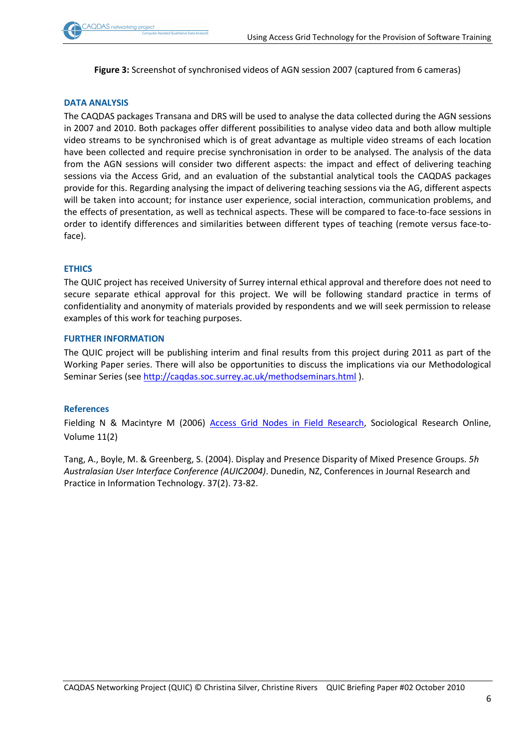**Figure 3:** Screenshot of synchronised videos of AGN session 2007 (captured from 6 cameras)

## DATA ANALYSIS

The CAQDAS packages Transana and DRS will be used to analyse the data collected during the AGN sessions in 2007 and 2010. Both packages offer different possibilities to analyse video data and both allow multiple video streams to be synchronised which is of great advantage as multiple video streams of each location have been collected and require precise synchronisation in order to be analysed. The analysis of the data from the AGN sessions will consider two different aspects: the impact and effect of delivering teaching sessions via the Access Grid, and an evaluation of the substantial analytical tools the CAQDAS packages provide for this. Regarding analysing the impact of delivering teaching sessions via the AG, different aspects will be taken into account; for instance user experience, social interaction, communication problems, and the effects of presentation, as well as technical aspects. These will be compared to face-to-face sessions in order to identify differences and similarities between different types of teaching (remote versus face-to-face).

## ETHICS

The QUIC project has received University of Surrey internal ethical approval and therefore does not need to secure separate ethical approval for this project. We will be following standard practice in terms of confidentiality and anonymity of materials provided by respondents and we will seek permission to release examples of this work for teaching purposes.

## FURTHER INFORMATION

The QUIC project will be publishing interim and final results from this project during 2011 as part of the Working Paper series. There will also be opportunities to discuss the implications via our Methodological Seminar Series (see http://caqdas.soc.surrey.ac.uk/methodseminars.html ).

## References

Fielding N & Macintyre M (2006) Access Grid Nodes in Field Research, Sociological Research Online, Volume 11(2)

Tang, A., Boyle, M. & Greenberg, S. (2004). Display and Presence Disparity of Mixed Presence Groups. *5h Australasian User Interface Conference (AUIC2004)*. Dunedin, NZ, Conferences in Journal Research and Practice in Information Technology. 37(2). 73-82.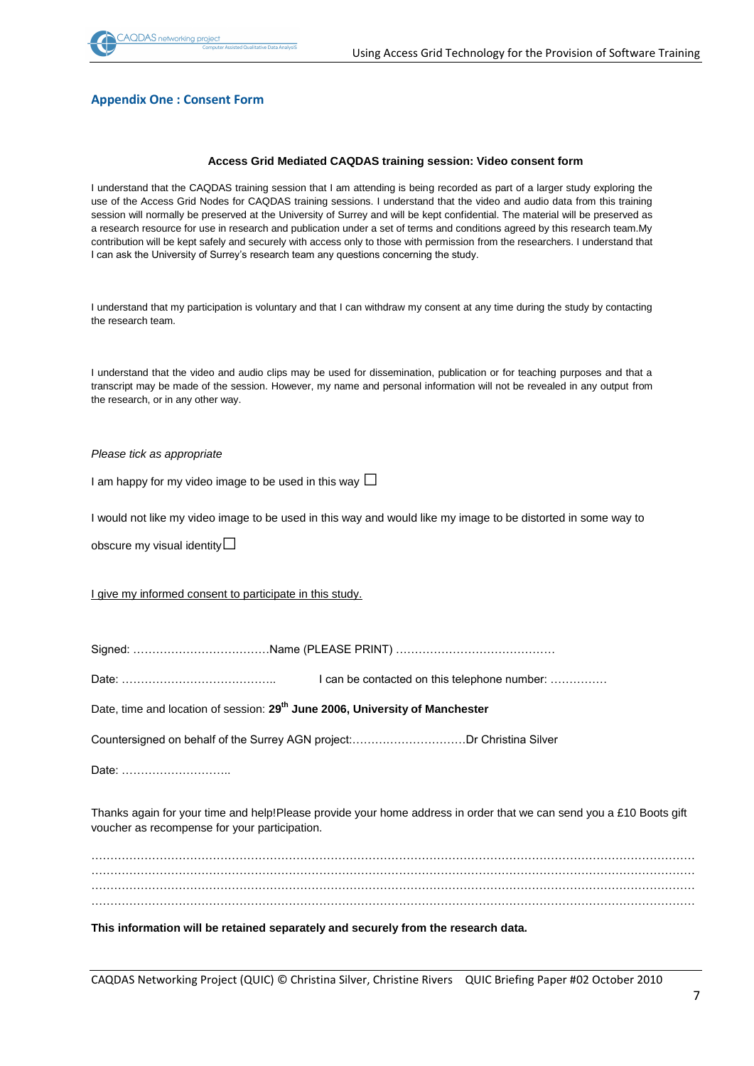## Appendix One : Consent Form

**Access Grid Mediated CAQDAS training session: Video consent form**

I understand that the CAQDAS training session that I am attending is being recorded as part of a larger study exploring the use of the Access Grid Nodes for CAQDAS training sessions. I understand that the video and audio data from this training session will normally be preserved at the University of Surrey and will be kept confidential. The material will be preserved as a research resource for use in research and publication under a set of terms and conditions agreed by this research team.My contribution will be kept safely and securely with access only to those with permission from the researchers. I understand that I can ask the University of Surrey's research team any questions concerning the study.

I understand that my participation is voluntary and that I can withdraw my consent at any time during the study by contacting the research team.

I understand that the video and audio clips may be used for dissemination, publication or for teaching purposes and that a transcript may be made of the session. However, my name and personal information will not be revealed in any output from the research, or in any other way.

*Please tick as appropriate*

I am happy for my video image to be used in this way ☐

I would not like my video image to be used in this way and would like my image to be distorted in some way to obscure my visual identity☐

I give my informed consent to participate in this study.

Signed: ………………………………Name (PLEASE PRINT) ……………………………………

Date: ………………………………….. I can be contacted on this telephone number: ……………

Date, time and location of session: **29th June 2006, University of Manchester**

Countersigned on behalf of the Surrey AGN project:…………………………Dr Christina Silver

Date: ………………………..

Thanks again for your time and help!Please provide your home address in order that we can send you a £10 Boots gift voucher as recompense for your participation.

……………………………………………………………………………………………………………………………………
……………………………………………………………………………………………………………………………………
……………………………………………………………………………………………………………………………………
……………………………………………………………………………………………………………………………………

**This information will be retained separately and securely from the research data.**